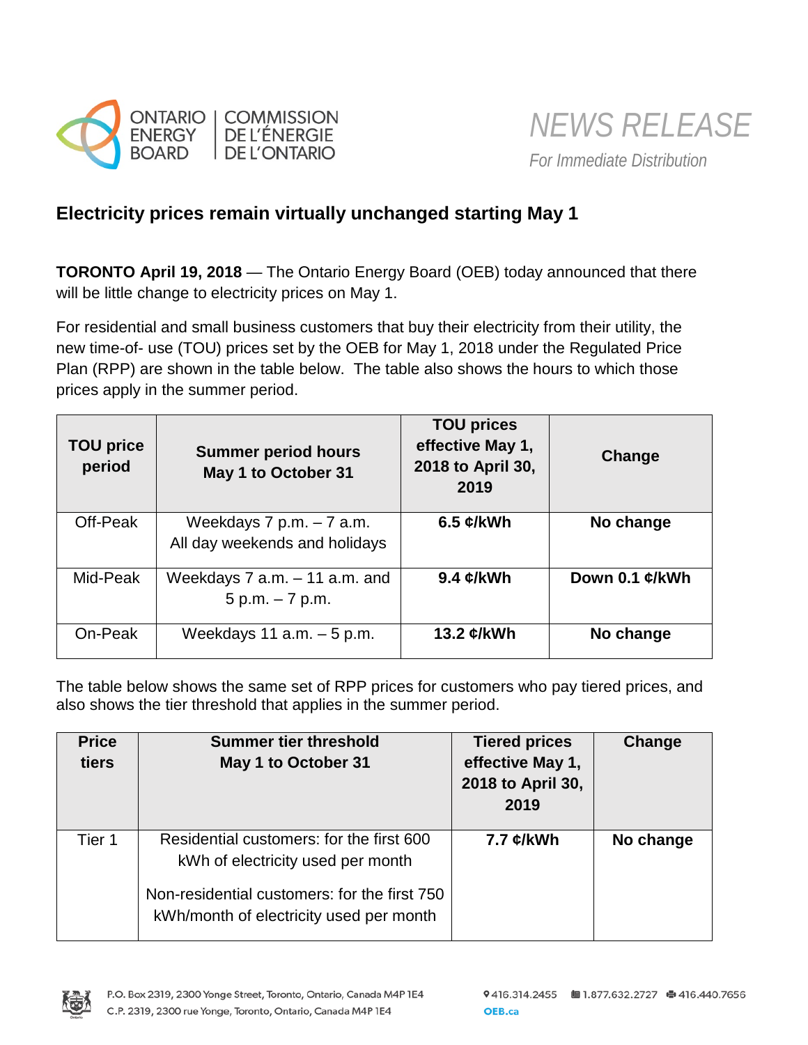ONTARIO ENERGY BOARD | COMMISSION DE L'ÉNERGIE DE L'ONTARIO

*NEWS RELEASE*

*For Immediate Distribution*

## Electricity prices remain virtually unchanged starting May 1

**TORONTO April 19, 2018** — The Ontario Energy Board (OEB) today announced that there will be little change to electricity prices on May 1.

For residential and small business customers that buy their electricity from their utility, the new time-of- use (TOU) prices set by the OEB for May 1, 2018 under the Regulated Price Plan (RPP) are shown in the table below. The table also shows the hours to which those prices apply in the summer period.

| TOU price period | Summer period hours May 1 to October 31 | TOU prices effective May 1, 2018 to April 30, 2019 | Change |
|---|---|---|---|
| Off-Peak | Weekdays 7 p.m. – 7 a.m. All day weekends and holidays | **6.5 ¢/kWh** | **No change** |
| Mid-Peak | Weekdays 7 a.m. – 11 a.m. and 5 p.m. – 7 p.m. | **9.4 ¢/kWh** | **Down 0.1 ¢/kWh** |
| On-Peak | Weekdays 11 a.m. – 5 p.m. | **13.2 ¢/kWh** | **No change** |

The table below shows the same set of RPP prices for customers who pay tiered prices, and also shows the tier threshold that applies in the summer period.

| Price tiers | Summer tier threshold May 1 to October 31 | Tiered prices effective May 1, 2018 to April 30, 2019 | Change |
|---|---|---|---|
| Tier 1 | Residential customers: for the first 600 kWh of electricity used per month<br><br>Non-residential customers: for the first 750 kWh/month of electricity used per month | **7.7 ¢/kWh** | **No change** |

P.O. Box 2319, 2300 Yonge Street, Toronto, Ontario, Canada M4P 1E4
C.P. 2319, 2300 rue Yonge, Toronto, Ontario, Canada M4P 1E4

416.314.2455 | 1.877.632.2727 | 416.440.7656
OEB.ca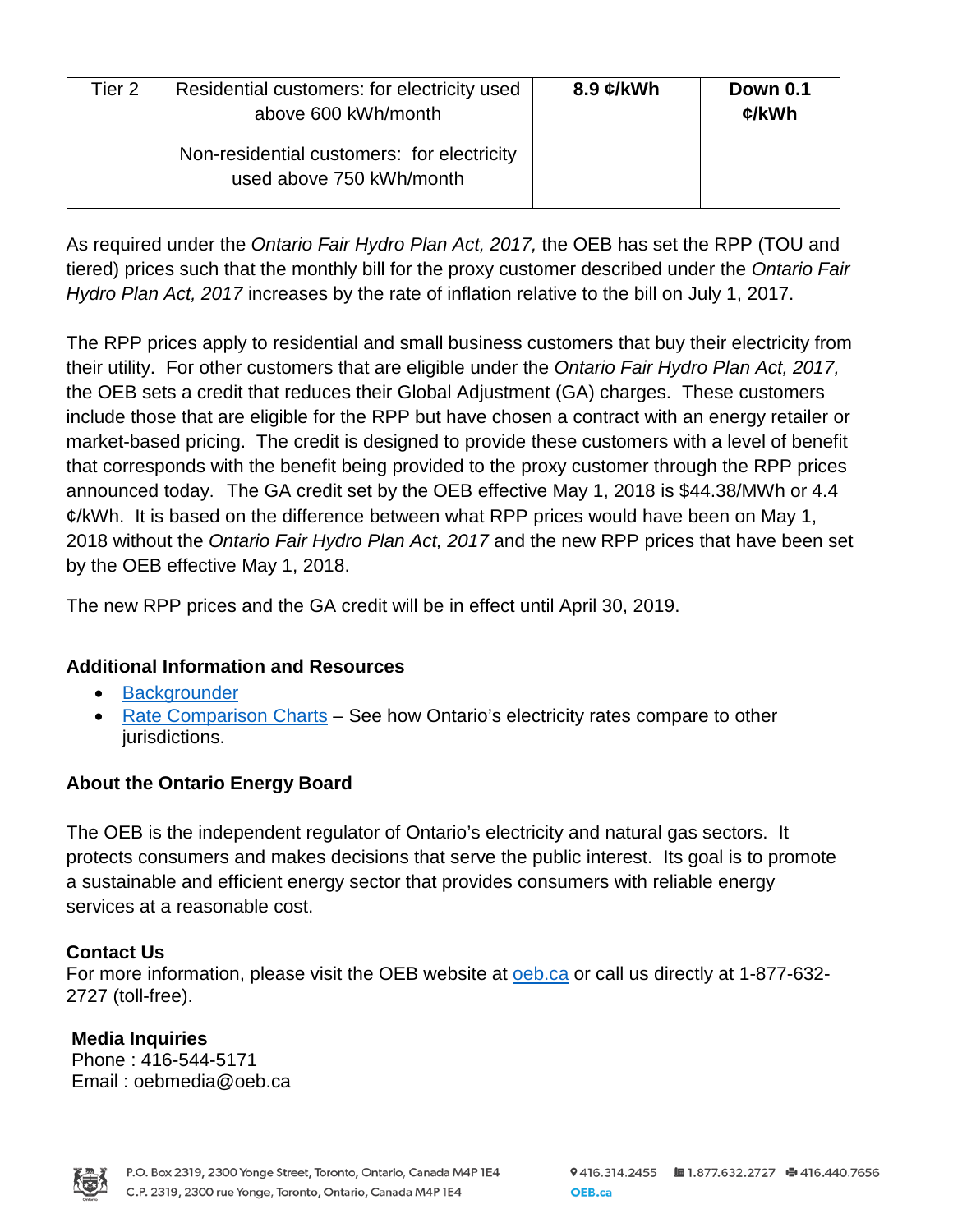| Tier 2 | Residential customers: for electricity used above 600 kWh/month<br><br>Non-residential customers: for electricity used above 750 kWh/month | **8.9 ¢/kWh** | **Down 0.1 ¢/kWh** |
|---|---|---|---|

As required under the *Ontario Fair Hydro Plan Act, 2017,* the OEB has set the RPP (TOU and tiered) prices such that the monthly bill for the proxy customer described under the *Ontario Fair Hydro Plan Act, 2017* increases by the rate of inflation relative to the bill on July 1, 2017.

The RPP prices apply to residential and small business customers that buy their electricity from their utility. For other customers that are eligible under the *Ontario Fair Hydro Plan Act, 2017,* the OEB sets a credit that reduces their Global Adjustment (GA) charges. These customers include those that are eligible for the RPP but have chosen a contract with an energy retailer or market-based pricing. The credit is designed to provide these customers with a level of benefit that corresponds with the benefit being provided to the proxy customer through the RPP prices announced today. The GA credit set by the OEB effective May 1, 2018 is $44.38/MWh or 4.4 ¢/kWh. It is based on the difference between what RPP prices would have been on May 1, 2018 without the *Ontario Fair Hydro Plan Act, 2017* and the new RPP prices that have been set by the OEB effective May 1, 2018.

The new RPP prices and the GA credit will be in effect until April 30, 2019.

**Additional Information and Resources**

- [Backgrounder]
- [Rate Comparison Charts] – See how Ontario's electricity rates compare to other jurisdictions.

**About the Ontario Energy Board**

The OEB is the independent regulator of Ontario's electricity and natural gas sectors. It protects consumers and makes decisions that serve the public interest. Its goal is to promote a sustainable and efficient energy sector that provides consumers with reliable energy services at a reasonable cost.

**Contact Us**
For more information, please visit the OEB website at oeb.ca or call us directly at 1-877-632-2727 (toll-free).

**Media Inquiries**
Phone : 416-544-5171
Email : oebmedia@oeb.ca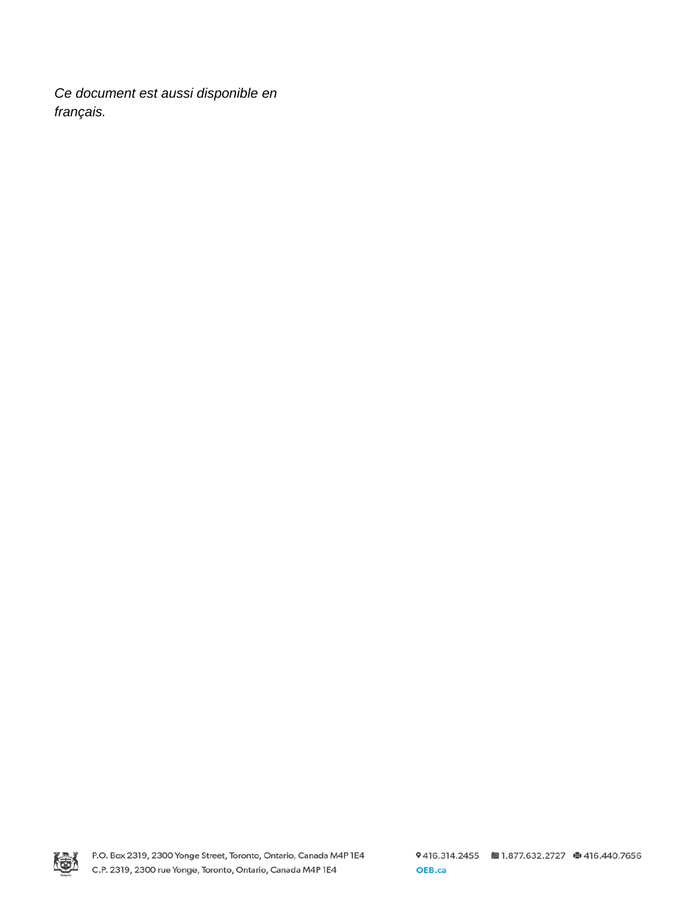*Ce document est aussi disponible en français.*

P.O. Box 2319, 2300 Yonge Street, Toronto, Ontario, Canada M4P 1E4
C.P. 2319, 2300 rue Yonge, Toronto, Ontario, Canada M4P 1E4

416.314.2455 1.877.632.2727 416.440.7656
OEB.ca